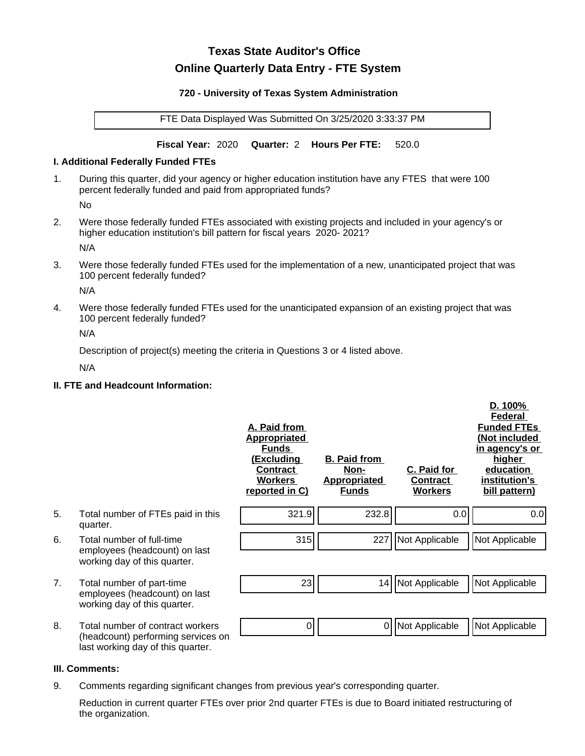# Texas State Auditor's Office

## Online Quarterly Data Entry - FTE System

### 720 - University of Texas System Administration

FTE Data Displayed Was Submitted On 3/25/2020 3:33:37 PM

**Fiscal Year:** 2020 **Quarter:** 2 **Hours Per FTE:** 520.0

### I. Additional Federally Funded FTEs

1. During this quarter, did your agency or higher education institution have any FTES that were 100 percent federally funded and paid from appropriated funds?

   No

2. Were those federally funded FTEs associated with existing projects and included in your agency's or higher education institution's bill pattern for fiscal years 2020- 2021?

   N/A

3. Were those federally funded FTEs used for the implementation of a new, unanticipated project that was 100 percent federally funded?

   N/A

4. Were those federally funded FTEs used for the unanticipated expansion of an existing project that was 100 percent federally funded?

   N/A

   Description of project(s) meeting the criteria in Questions 3 or 4 listed above.

   N/A

### II. FTE and Headcount Information:

| | | A. Paid from Appropriated Funds (Excluding Contract Workers reported in C) | B. Paid from Non-Appropriated Funds | C. Paid for Contract Workers | D. 100% Federal Funded FTEs (Not included in agency's or higher education institution's bill pattern) |
|---|---|---|---|---|---|
| 5. | Total number of FTEs paid in this quarter. | 321.9 | 232.8 | 0.0 | 0.0 |
| 6. | Total number of full-time employees (headcount) on last working day of this quarter. | 315 | 227 | Not Applicable | Not Applicable |
| 7. | Total number of part-time employees (headcount) on last working day of this quarter. | 23 | 14 | Not Applicable | Not Applicable |
| 8. | Total number of contract workers (headcount) performing services on last working day of this quarter. | 0 | 0 | Not Applicable | Not Applicable |

### III. Comments:

9. Comments regarding significant changes from previous year's corresponding quarter.

   Reduction in current quarter FTEs over prior 2nd quarter FTEs is due to Board initiated restructuring of the organization.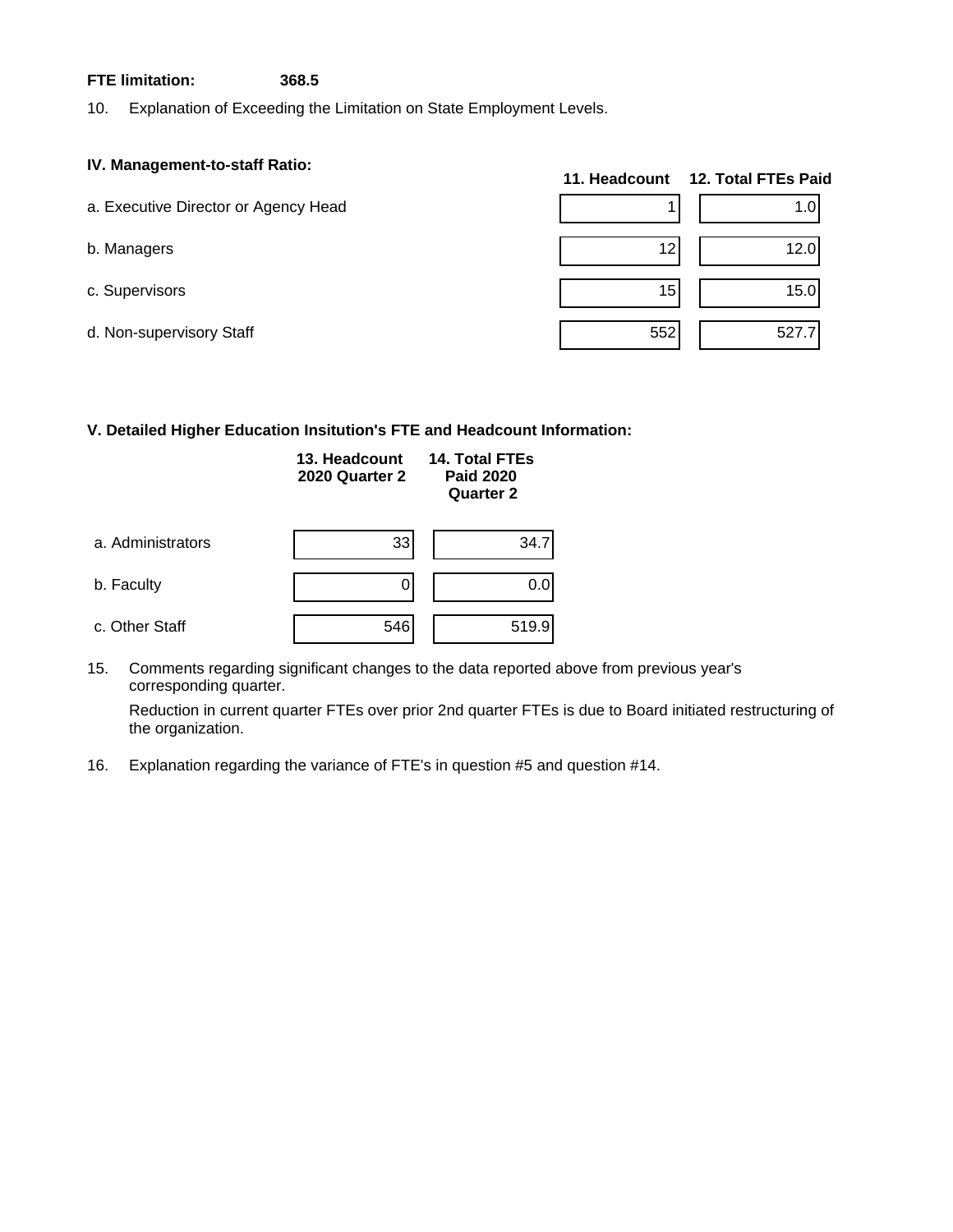**FTE limitation:** **368.5**

10. Explanation of Exceeding the Limitation on State Employment Levels.

**IV. Management-to-staff Ratio:**

| | 11. Headcount | 12. Total FTEs Paid |
|---|---|---|
| a. Executive Director or Agency Head | 1 | 1.0 |
| b. Managers | 12 | 12.0 |
| c. Supervisors | 15 | 15.0 |
| d. Non-supervisory Staff | 552 | 527.7 |

**V. Detailed Higher Education Insitution's FTE and Headcount Information:**

| | 13. Headcount 2020 Quarter 2 | 14. Total FTEs Paid 2020 Quarter 2 |
|---|---|---|
| a. Administrators | 33 | 34.7 |
| b. Faculty | 0 | 0.0 |
| c. Other Staff | 546 | 519.9 |

15. Comments regarding significant changes to the data reported above from previous year's corresponding quarter.

    Reduction in current quarter FTEs over prior 2nd quarter FTEs is due to Board initiated restructuring of the organization.

16. Explanation regarding the variance of FTE's in question #5 and question #14.